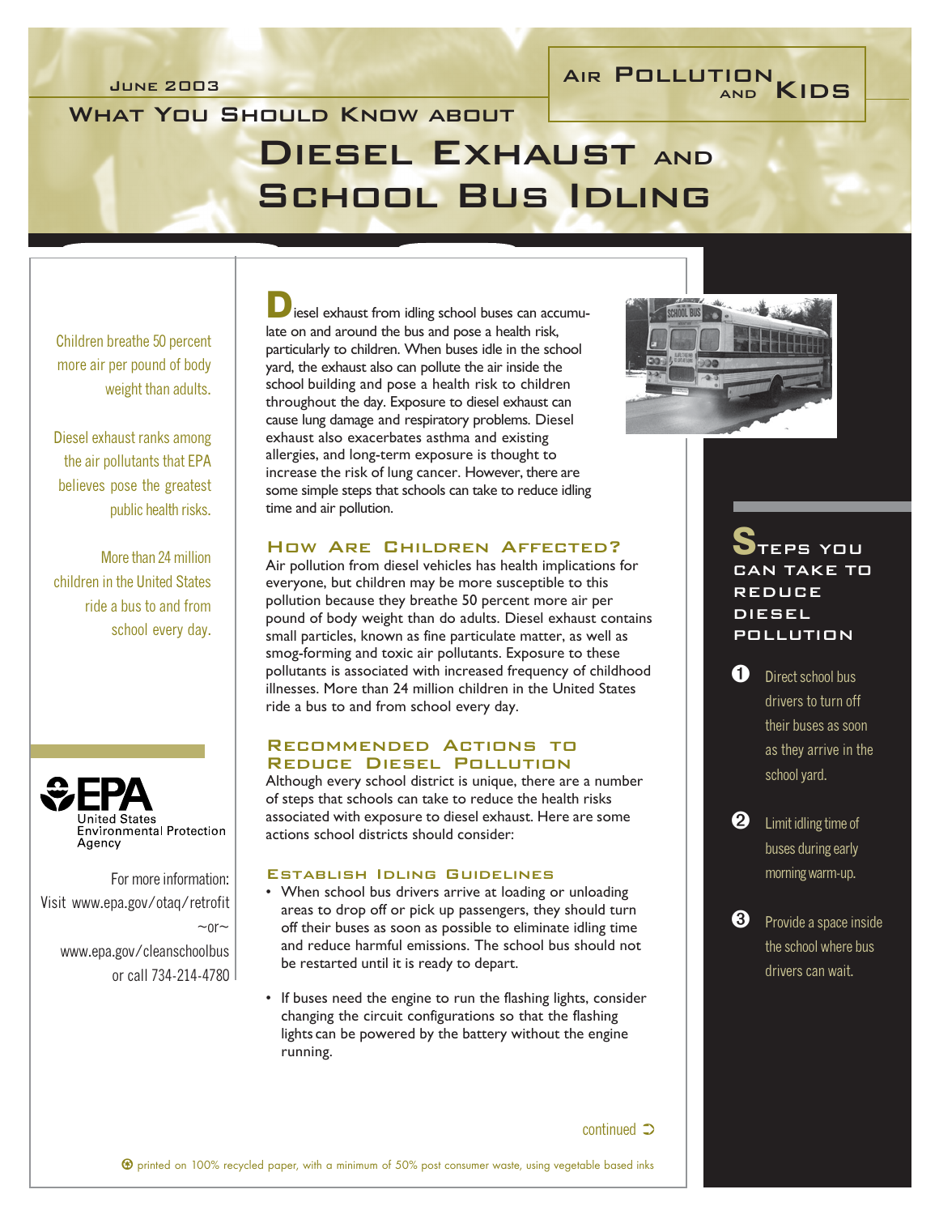June 2003

Air Pollution and Kids

What You Should Know about

# Diesel Exhaust and School Bus Idling

Children breathe 50 percent more air per pound of body weight than adults.

Diesel exhaust ranks among the air pollutants that EPA believes pose the greatest public health risks.

More than 24 million children in the United States ride a bus to and from school every day.

Diesel exhaust from idling school buses can accumulate on and around the bus and pose a health risk, particularly to children. When buses idle in the school yard, the exhaust also can pollute the air inside the school building and pose a health risk to children throughout the day. Exposure to diesel exhaust can cause lung damage and respiratory problems. Diesel exhaust also exacerbates asthma and existing allergies, and long-term exposure is thought to increase the risk of lung cancer. However, there are some simple steps that schools can take to reduce idling time and air pollution.

## How Are Children Affected?

Air pollution from diesel vehicles has health implications for everyone, but children may be more susceptible to this pollution because they breathe 50 percent more air per pound of body weight than do adults. Diesel exhaust contains small particles, known as fine particulate matter, as well as smog-forming and toxic air pollutants. Exposure to these pollutants is associated with increased frequency of childhood illnesses. More than 24 million children in the United States ride a bus to and from school every day.

## Recommended Actions to Reduce Diesel Pollution

Although every school district is unique, there are a number of steps that schools can take to reduce the health risks associated with exposure to diesel exhaust. Here are some actions school districts should consider:

### Establish Idling Guidelines

- When school bus drivers arrive at loading or unloading areas to drop off or pick up passengers, they should turn off their buses as soon as possible to eliminate idling time and reduce harmful emissions. The school bus should not be restarted until it is ready to depart.
- If buses need the engine to run the flashing lights, consider changing the circuit configurations so that the flashing lights can be powered by the battery without the engine running.

continued ➲

## Steps You Can Take to Reduce Diesel Pollution

1. Direct school bus drivers to turn off their buses as soon as they arrive in the school yard.
2. Limit idling time of buses during early morning warm-up.
3. Provide a space inside the school where bus drivers can wait.

United States Environmental Protection Agency

For more information: Visit www.epa.gov/otaq/retrofit ~or~ www.epa.gov/cleanschoolbus or call 734-214-4780

printed on 100% recycled paper, with a minimum of 50% post consumer waste, using vegetable based inks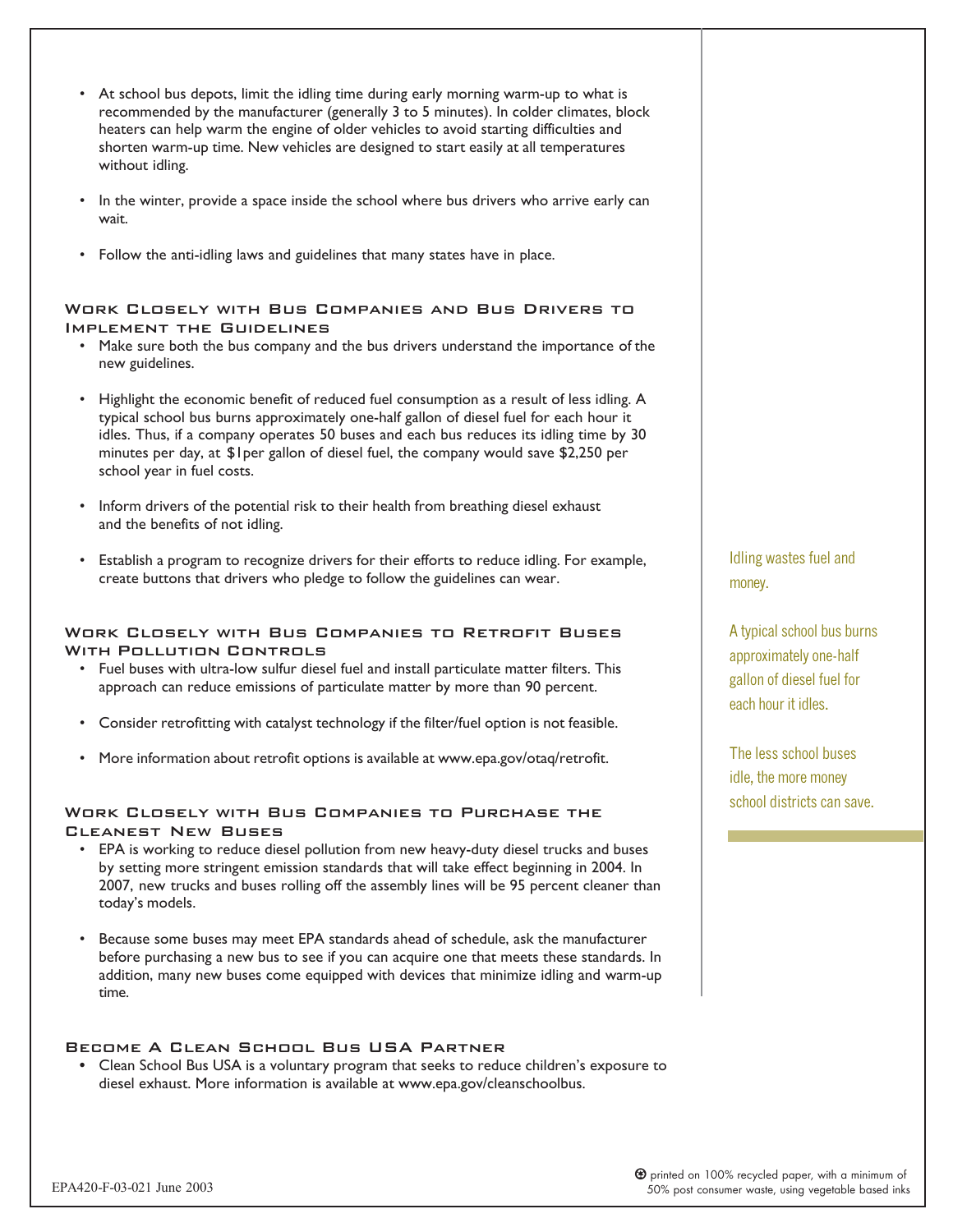- At school bus depots, limit the idling time during early morning warm-up to what is recommended by the manufacturer (generally 3 to 5 minutes). In colder climates, block heaters can help warm the engine of older vehicles to avoid starting difficulties and shorten warm-up time. New vehicles are designed to start easily at all temperatures without idling.

- In the winter, provide a space inside the school where bus drivers who arrive early can wait.

- Follow the anti-idling laws and guidelines that many states have in place.

### Work Closely with Bus Companies and Bus Drivers to Implement the Guidelines

- Make sure both the bus company and the bus drivers understand the importance of the new guidelines.

- Highlight the economic benefit of reduced fuel consumption as a result of less idling. A typical school bus burns approximately one-half gallon of diesel fuel for each hour it idles. Thus, if a company operates 50 buses and each bus reduces its idling time by 30 minutes per day, at $1per gallon of diesel fuel, the company would save $2,250 per school year in fuel costs.

- Inform drivers of the potential risk to their health from breathing diesel exhaust and the benefits of not idling.

- Establish a program to recognize drivers for their efforts to reduce idling. For example, create buttons that drivers who pledge to follow the guidelines can wear.

### Work Closely with Bus Companies to Retrofit Buses With Pollution Controls

- Fuel buses with ultra-low sulfur diesel fuel and install particulate matter filters. This approach can reduce emissions of particulate matter by more than 90 percent.

- Consider retrofitting with catalyst technology if the filter/fuel option is not feasible.

- More information about retrofit options is available at www.epa.gov/otaq/retrofit.

### Work Closely with Bus Companies to Purchase the Cleanest New Buses

- EPA is working to reduce diesel pollution from new heavy-duty diesel trucks and buses by setting more stringent emission standards that will take effect beginning in 2004. In 2007, new trucks and buses rolling off the assembly lines will be 95 percent cleaner than today's models.

- Because some buses may meet EPA standards ahead of schedule, ask the manufacturer before purchasing a new bus to see if you can acquire one that meets these standards. In addition, many new buses come equipped with devices that minimize idling and warm-up time.

### Become A Clean School Bus USA Partner

- Clean School Bus USA is a voluntary program that seeks to reduce children's exposure to diesel exhaust. More information is available at www.epa.gov/cleanschoolbus.

Idling wastes fuel and money.

A typical school bus burns approximately one-half gallon of diesel fuel for each hour it idles.

The less school buses idle, the more money school districts can save.

EPA420-F-03-021 June 2003

printed on 100% recycled paper, with a minimum of 50% post consumer waste, using vegetable based inks